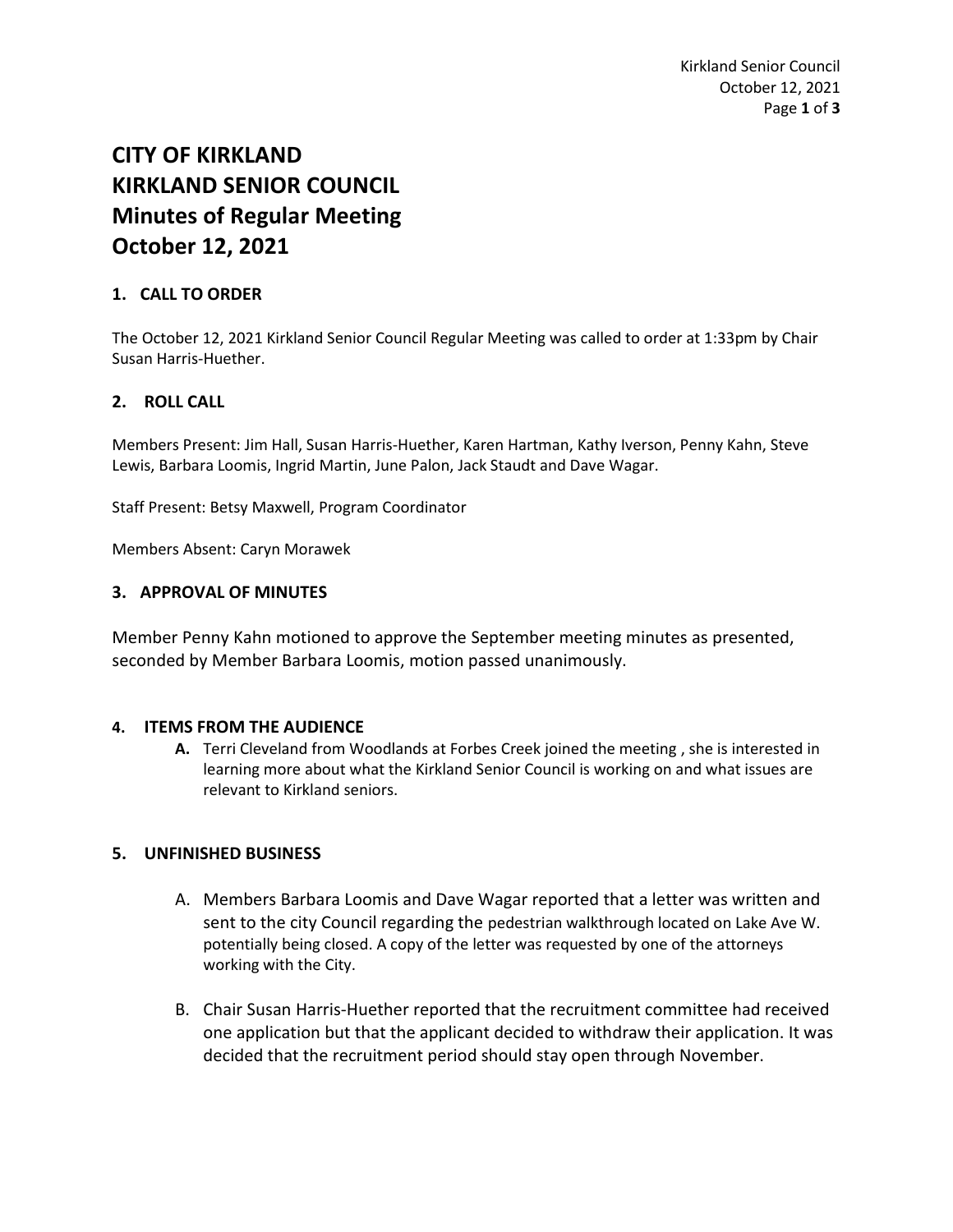# CITY OF KIRKLAND
# KIRKLAND SENIOR COUNCIL
# Minutes of Regular Meeting
# October 12, 2021

## 1. CALL TO ORDER

The October 12, 2021 Kirkland Senior Council Regular Meeting was called to order at 1:33pm by Chair Susan Harris-Huether.

## 2. ROLL CALL

Members Present: Jim Hall, Susan Harris-Huether, Karen Hartman, Kathy Iverson, Penny Kahn, Steve Lewis, Barbara Loomis, Ingrid Martin, June Palon, Jack Staudt and Dave Wagar.

Staff Present: Betsy Maxwell, Program Coordinator

Members Absent: Caryn Morawek

## 3. APPROVAL OF MINUTES

Member Penny Kahn motioned to approve the September meeting minutes as presented, seconded by Member Barbara Loomis, motion passed unanimously.

## 4. ITEMS FROM THE AUDIENCE

**A.** Terri Cleveland from Woodlands at Forbes Creek joined the meeting , she is interested in learning more about what the Kirkland Senior Council is working on and what issues are relevant to Kirkland seniors.

## 5. UNFINISHED BUSINESS

A. Members Barbara Loomis and Dave Wagar reported that a letter was written and sent to the city Council regarding the pedestrian walkthrough located on Lake Ave W. potentially being closed. A copy of the letter was requested by one of the attorneys working with the City.

B. Chair Susan Harris-Huether reported that the recruitment committee had received one application but that the applicant decided to withdraw their application. It was decided that the recruitment period should stay open through November.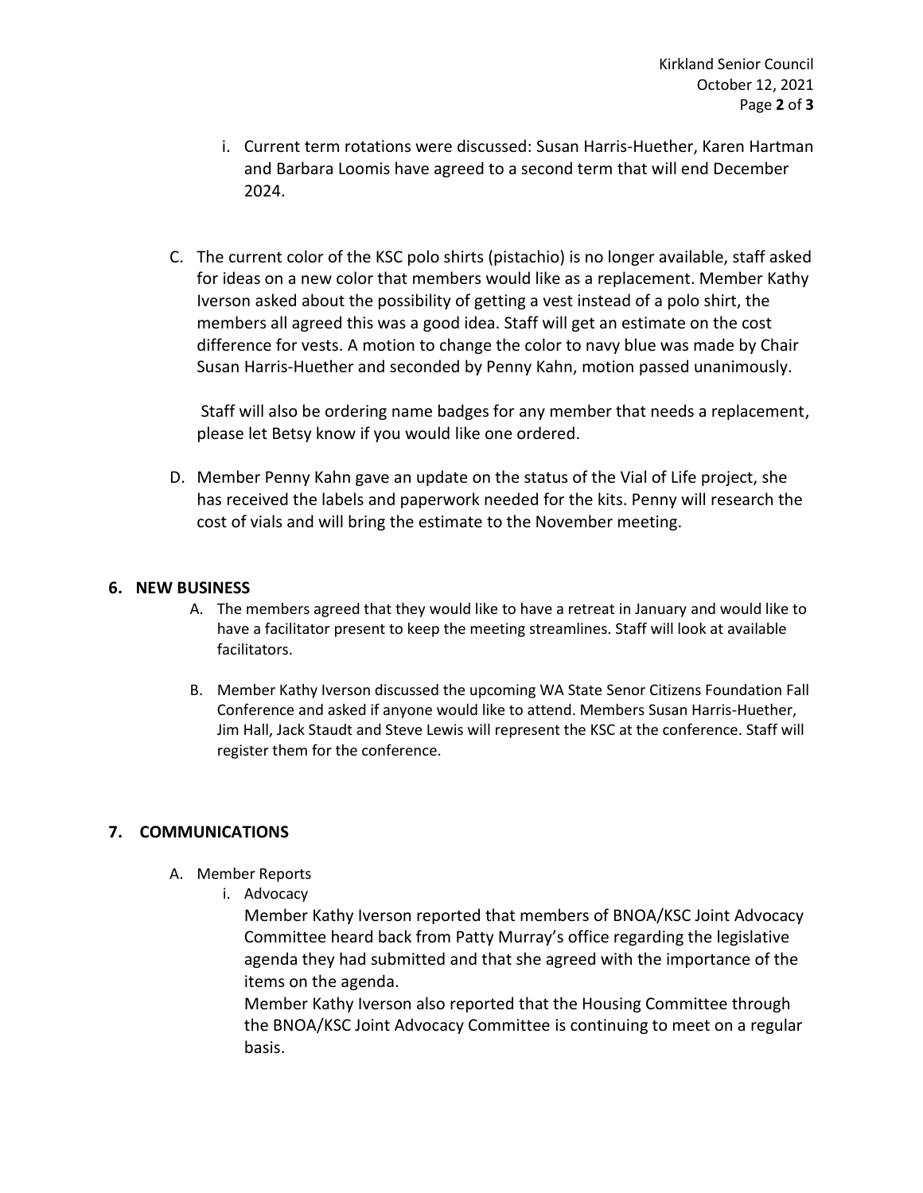i. Current term rotations were discussed: Susan Harris-Huether, Karen Hartman and Barbara Loomis have agreed to a second term that will end December 2024.

C. The current color of the KSC polo shirts (pistachio) is no longer available, staff asked for ideas on a new color that members would like as a replacement. Member Kathy Iverson asked about the possibility of getting a vest instead of a polo shirt, the members all agreed this was a good idea. Staff will get an estimate on the cost difference for vests. A motion to change the color to navy blue was made by Chair Susan Harris-Huether and seconded by Penny Kahn, motion passed unanimously.

Staff will also be ordering name badges for any member that needs a replacement, please let Betsy know if you would like one ordered.

D. Member Penny Kahn gave an update on the status of the Vial of Life project, she has received the labels and paperwork needed for the kits. Penny will research the cost of vials and will bring the estimate to the November meeting.

## 6. NEW BUSINESS

A. The members agreed that they would like to have a retreat in January and would like to have a facilitator present to keep the meeting streamlines. Staff will look at available facilitators.

B. Member Kathy Iverson discussed the upcoming WA State Senor Citizens Foundation Fall Conference and asked if anyone would like to attend. Members Susan Harris-Huether, Jim Hall, Jack Staudt and Steve Lewis will represent the KSC at the conference. Staff will register them for the conference.

## 7. COMMUNICATIONS

A. Member Reports

i. Advocacy

Member Kathy Iverson reported that members of BNOA/KSC Joint Advocacy Committee heard back from Patty Murray's office regarding the legislative agenda they had submitted and that she agreed with the importance of the items on the agenda.

Member Kathy Iverson also reported that the Housing Committee through the BNOA/KSC Joint Advocacy Committee is continuing to meet on a regular basis.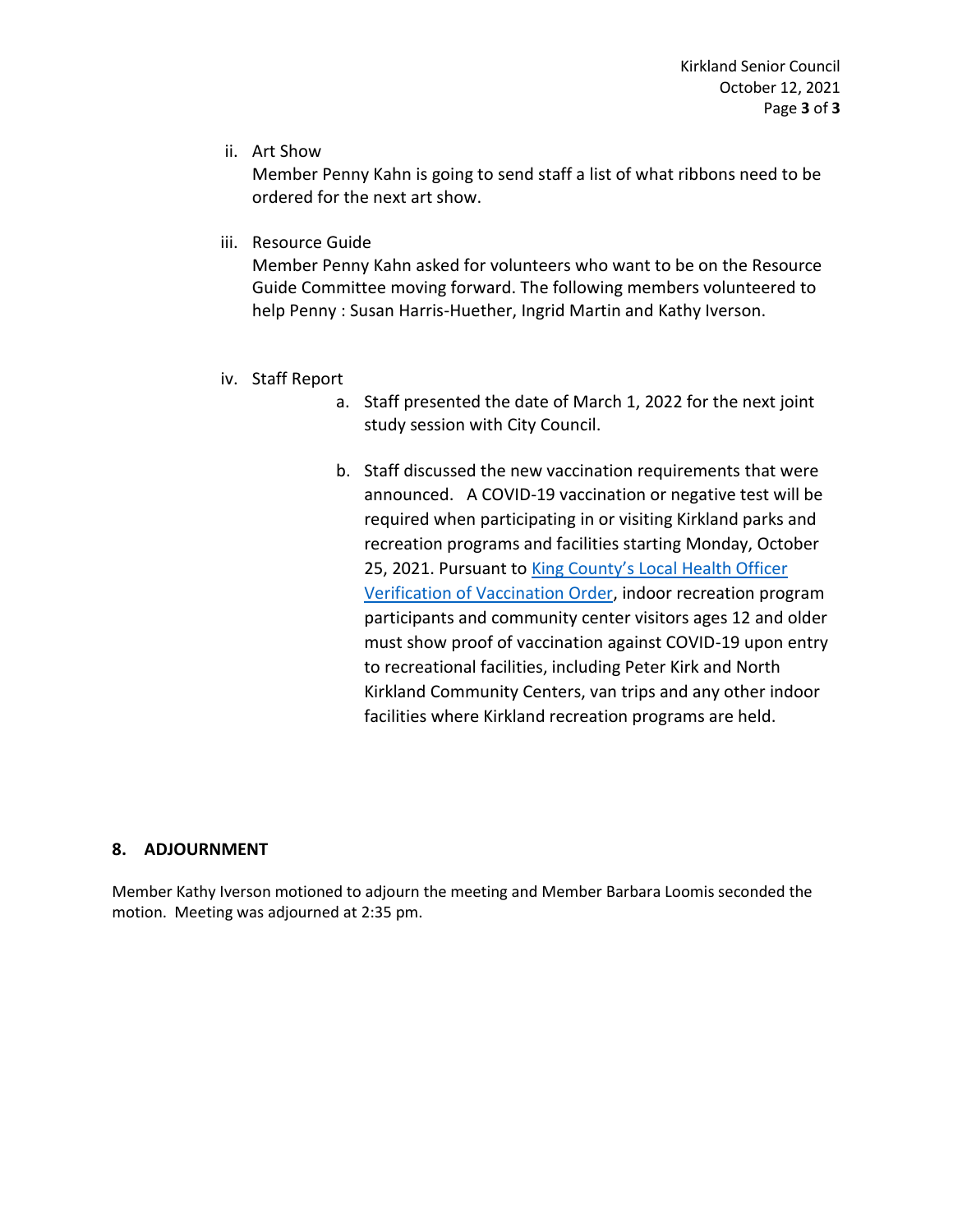ii. Art Show

Member Penny Kahn is going to send staff a list of what ribbons need to be ordered for the next art show.

iii. Resource Guide

Member Penny Kahn asked for volunteers who want to be on the Resource Guide Committee moving forward. The following members volunteered to help Penny : Susan Harris-Huether, Ingrid Martin and Kathy Iverson.

iv. Staff Report

a. Staff presented the date of March 1, 2022 for the next joint study session with City Council.

b. Staff discussed the new vaccination requirements that were announced. A COVID-19 vaccination or negative test will be required when participating in or visiting Kirkland parks and recreation programs and facilities starting Monday, October 25, 2021. Pursuant to [King County's Local Health Officer Verification of Vaccination Order], indoor recreation program participants and community center visitors ages 12 and older must show proof of vaccination against COVID-19 upon entry to recreational facilities, including Peter Kirk and North Kirkland Community Centers, van trips and any other indoor facilities where Kirkland recreation programs are held.

## 8. ADJOURNMENT

Member Kathy Iverson motioned to adjourn the meeting and Member Barbara Loomis seconded the motion. Meeting was adjourned at 2:35 pm.